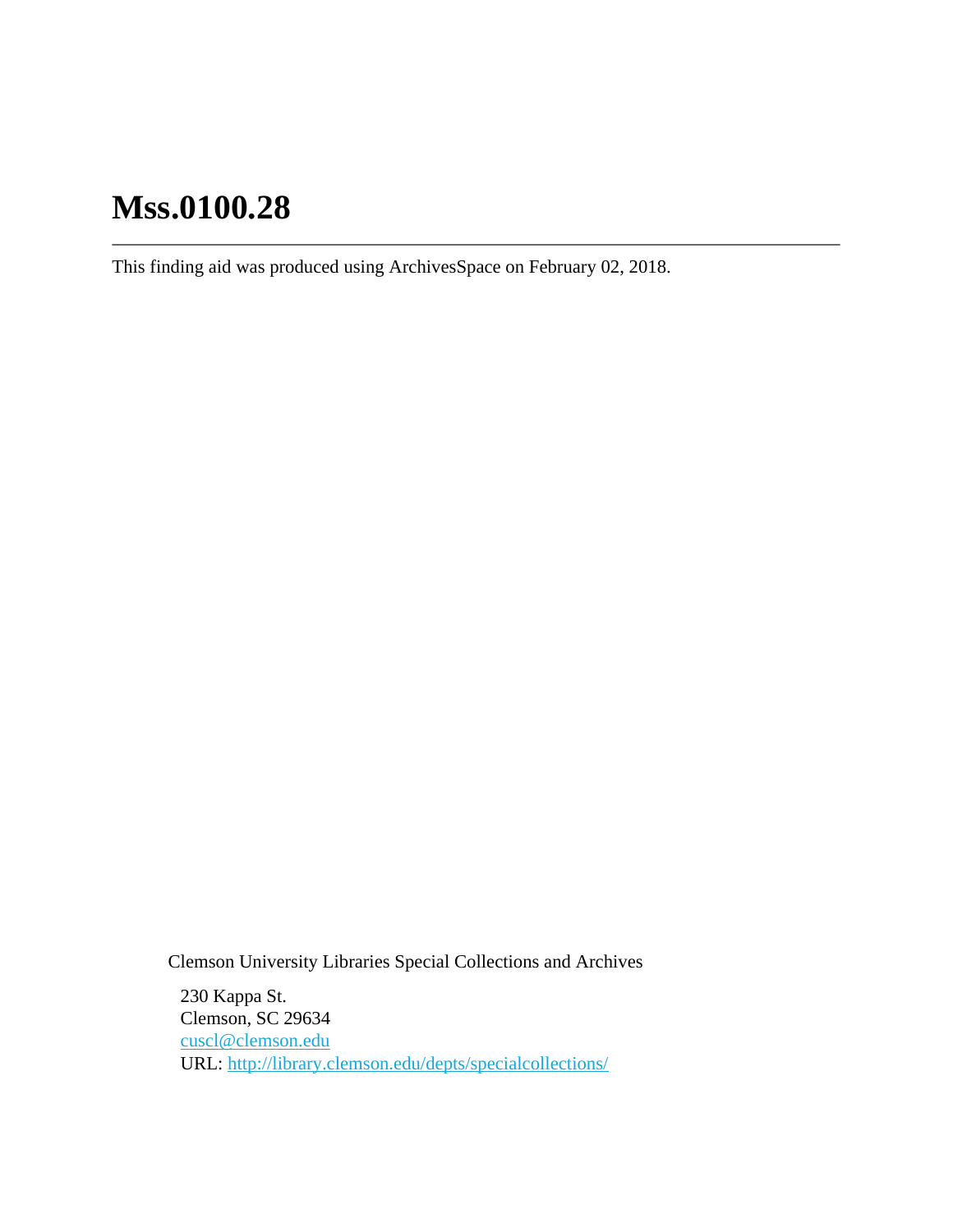# Mss.0100.28

---

This finding aid was produced using ArchivesSpace on February 02, 2018.

Clemson University Libraries Special Collections and Archives

230 Kappa St.
Clemson, SC 29634
cuscl@clemson.edu
URL: http://library.clemson.edu/depts/specialcollections/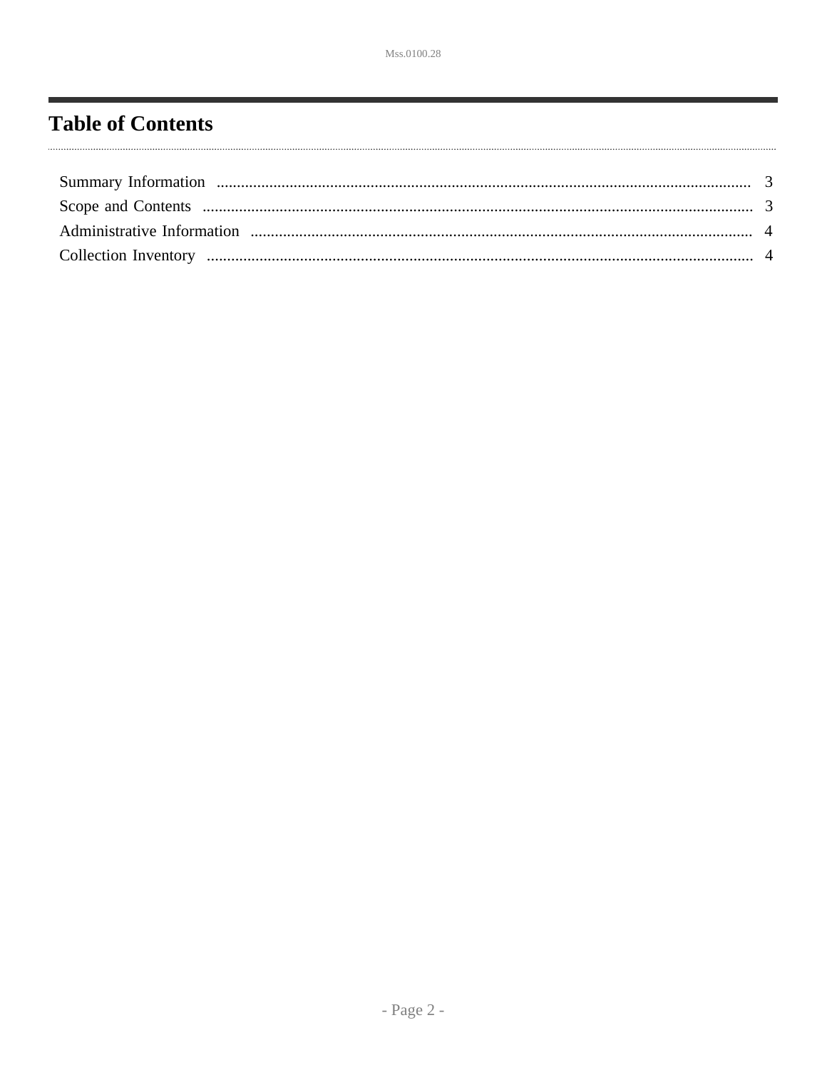## Table of Contents

Summary Information .......... 3
Scope and Contents .......... 3
Administrative Information .......... 4
Collection Inventory .......... 4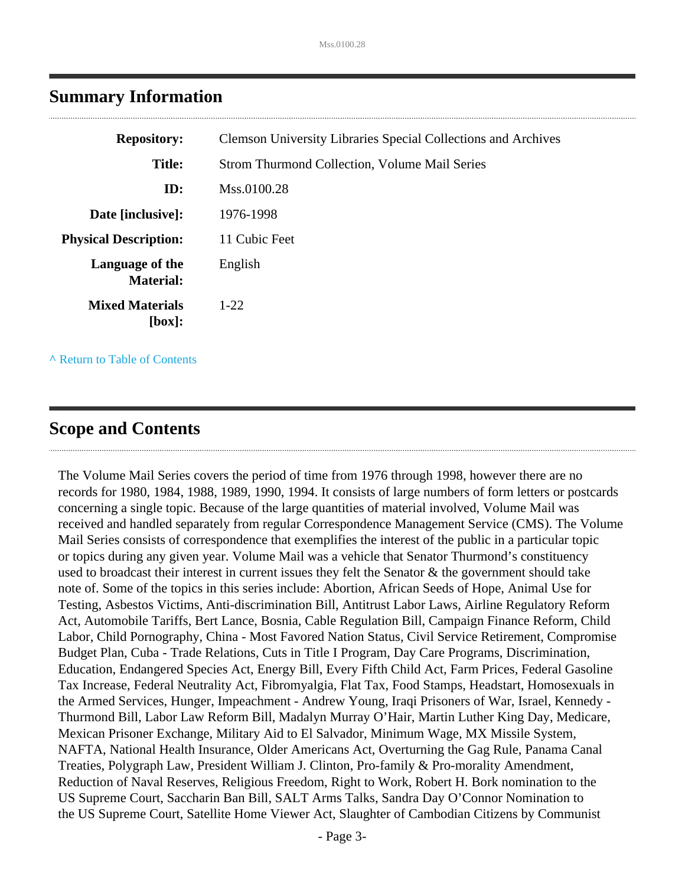## Summary Information

| | |
|---|---|
| **Repository:** | Clemson University Libraries Special Collections and Archives |
| **Title:** | Strom Thurmond Collection, Volume Mail Series |
| **ID:** | Mss.0100.28 |
| **Date [inclusive]:** | 1976-1998 |
| **Physical Description:** | 11 Cubic Feet |
| **Language of the Material:** | English |
| **Mixed Materials [box]:** | 1-22 |

^ Return to Table of Contents

## Scope and Contents

The Volume Mail Series covers the period of time from 1976 through 1998, however there are no records for 1980, 1984, 1988, 1989, 1990, 1994. It consists of large numbers of form letters or postcards concerning a single topic. Because of the large quantities of material involved, Volume Mail was received and handled separately from regular Correspondence Management Service (CMS). The Volume Mail Series consists of correspondence that exemplifies the interest of the public in a particular topic or topics during any given year. Volume Mail was a vehicle that Senator Thurmond's constituency used to broadcast their interest in current issues they felt the Senator & the government should take note of. Some of the topics in this series include: Abortion, African Seeds of Hope, Animal Use for Testing, Asbestos Victims, Anti-discrimination Bill, Antitrust Labor Laws, Airline Regulatory Reform Act, Automobile Tariffs, Bert Lance, Bosnia, Cable Regulation Bill, Campaign Finance Reform, Child Labor, Child Pornography, China - Most Favored Nation Status, Civil Service Retirement, Compromise Budget Plan, Cuba - Trade Relations, Cuts in Title I Program, Day Care Programs, Discrimination, Education, Endangered Species Act, Energy Bill, Every Fifth Child Act, Farm Prices, Federal Gasoline Tax Increase, Federal Neutrality Act, Fibromyalgia, Flat Tax, Food Stamps, Headstart, Homosexuals in the Armed Services, Hunger, Impeachment - Andrew Young, Iraqi Prisoners of War, Israel, Kennedy - Thurmond Bill, Labor Law Reform Bill, Madalyn Murray O'Hair, Martin Luther King Day, Medicare, Mexican Prisoner Exchange, Military Aid to El Salvador, Minimum Wage, MX Missile System, NAFTA, National Health Insurance, Older Americans Act, Overturning the Gag Rule, Panama Canal Treaties, Polygraph Law, President William J. Clinton, Pro-family & Pro-morality Amendment, Reduction of Naval Reserves, Religious Freedom, Right to Work, Robert H. Bork nomination to the US Supreme Court, Saccharin Ban Bill, SALT Arms Talks, Sandra Day O'Connor Nomination to the US Supreme Court, Satellite Home Viewer Act, Slaughter of Cambodian Citizens by Communist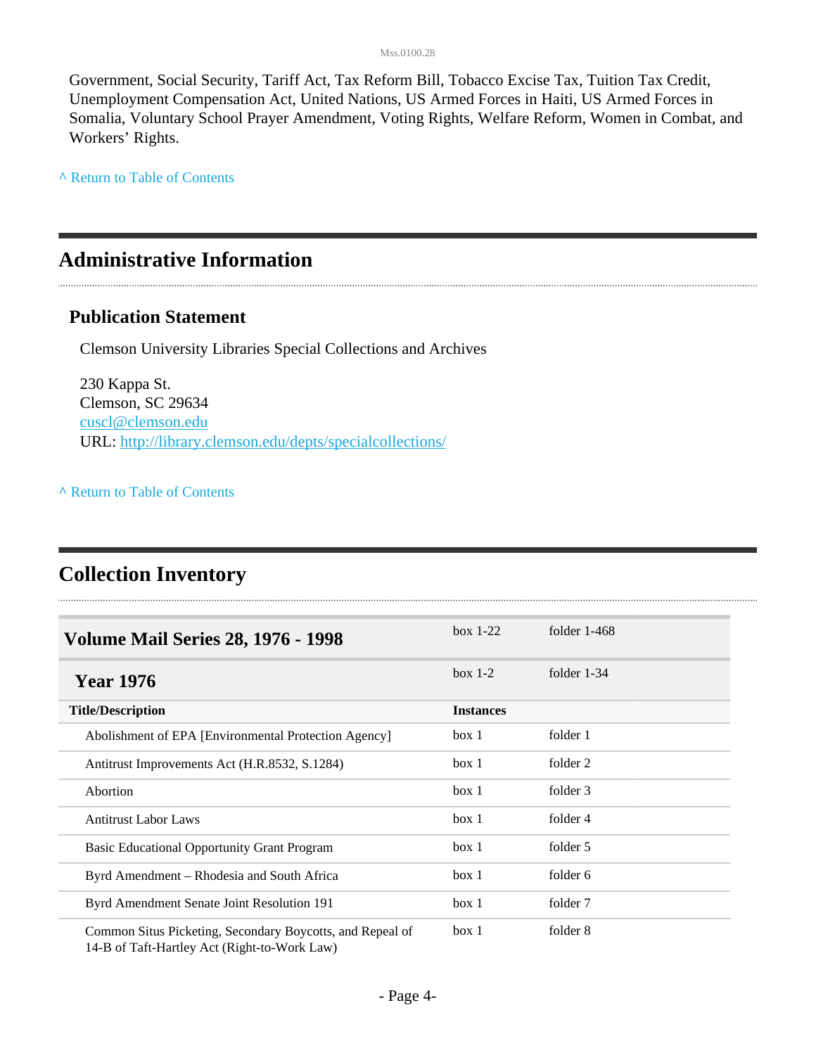Government, Social Security, Tariff Act, Tax Reform Bill, Tobacco Excise Tax, Tuition Tax Credit, Unemployment Compensation Act, United Nations, US Armed Forces in Haiti, US Armed Forces in Somalia, Voluntary School Prayer Amendment, Voting Rights, Welfare Reform, Women in Combat, and Workers' Rights.

^ Return to Table of Contents

## Administrative Information

### Publication Statement

Clemson University Libraries Special Collections and Archives

230 Kappa St.
Clemson, SC 29634
cuscl@clemson.edu
URL: http://library.clemson.edu/depts/specialcollections/

^ Return to Table of Contents

## Collection Inventory

| Volume Mail Series 28, 1976 - 1998 | box 1-22 | folder 1-468 |
|---|---|---|
| **Year 1976** | **box 1-2** | **folder 1-34** |
| **Title/Description** | **Instances** | |
| Abolishment of EPA [Environmental Protection Agency] | box 1 | folder 1 |
| Antitrust Improvements Act (H.R.8532, S.1284) | box 1 | folder 2 |
| Abortion | box 1 | folder 3 |
| Antitrust Labor Laws | box 1 | folder 4 |
| Basic Educational Opportunity Grant Program | box 1 | folder 5 |
| Byrd Amendment – Rhodesia and South Africa | box 1 | folder 6 |
| Byrd Amendment Senate Joint Resolution 191 | box 1 | folder 7 |
| Common Situs Picketing, Secondary Boycotts, and Repeal of 14-B of Taft-Hartley Act (Right-to-Work Law) | box 1 | folder 8 |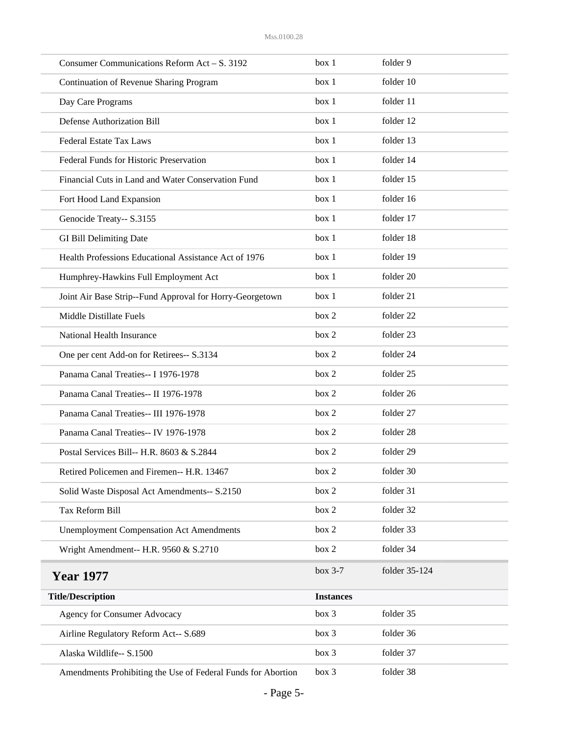| | | |
|---|---|---|
| Consumer Communications Reform Act – S. 3192 | box 1 | folder 9 |
| Continuation of Revenue Sharing Program | box 1 | folder 10 |
| Day Care Programs | box 1 | folder 11 |
| Defense Authorization Bill | box 1 | folder 12 |
| Federal Estate Tax Laws | box 1 | folder 13 |
| Federal Funds for Historic Preservation | box 1 | folder 14 |
| Financial Cuts in Land and Water Conservation Fund | box 1 | folder 15 |
| Fort Hood Land Expansion | box 1 | folder 16 |
| Genocide Treaty-- S.3155 | box 1 | folder 17 |
| GI Bill Delimiting Date | box 1 | folder 18 |
| Health Professions Educational Assistance Act of 1976 | box 1 | folder 19 |
| Humphrey-Hawkins Full Employment Act | box 1 | folder 20 |
| Joint Air Base Strip--Fund Approval for Horry-Georgetown | box 1 | folder 21 |
| Middle Distillate Fuels | box 2 | folder 22 |
| National Health Insurance | box 2 | folder 23 |
| One per cent Add-on for Retirees-- S.3134 | box 2 | folder 24 |
| Panama Canal Treaties-- I 1976-1978 | box 2 | folder 25 |
| Panama Canal Treaties-- II 1976-1978 | box 2 | folder 26 |
| Panama Canal Treaties-- III 1976-1978 | box 2 | folder 27 |
| Panama Canal Treaties-- IV 1976-1978 | box 2 | folder 28 |
| Postal Services Bill-- H.R. 8603 & S.2844 | box 2 | folder 29 |
| Retired Policemen and Firemen-- H.R. 13467 | box 2 | folder 30 |
| Solid Waste Disposal Act Amendments-- S.2150 | box 2 | folder 31 |
| Tax Reform Bill | box 2 | folder 32 |
| Unemployment Compensation Act Amendments | box 2 | folder 33 |
| Wright Amendment-- H.R. 9560 & S.2710 | box 2 | folder 34 |

## Year 1977

box 3-7 folder 35-124

| Title/Description | Instances | |
|---|---|---|
| Agency for Consumer Advocacy | box 3 | folder 35 |
| Airline Regulatory Reform Act-- S.689 | box 3 | folder 36 |
| Alaska Wildlife-- S.1500 | box 3 | folder 37 |
| Amendments Prohibiting the Use of Federal Funds for Abortion | box 3 | folder 38 |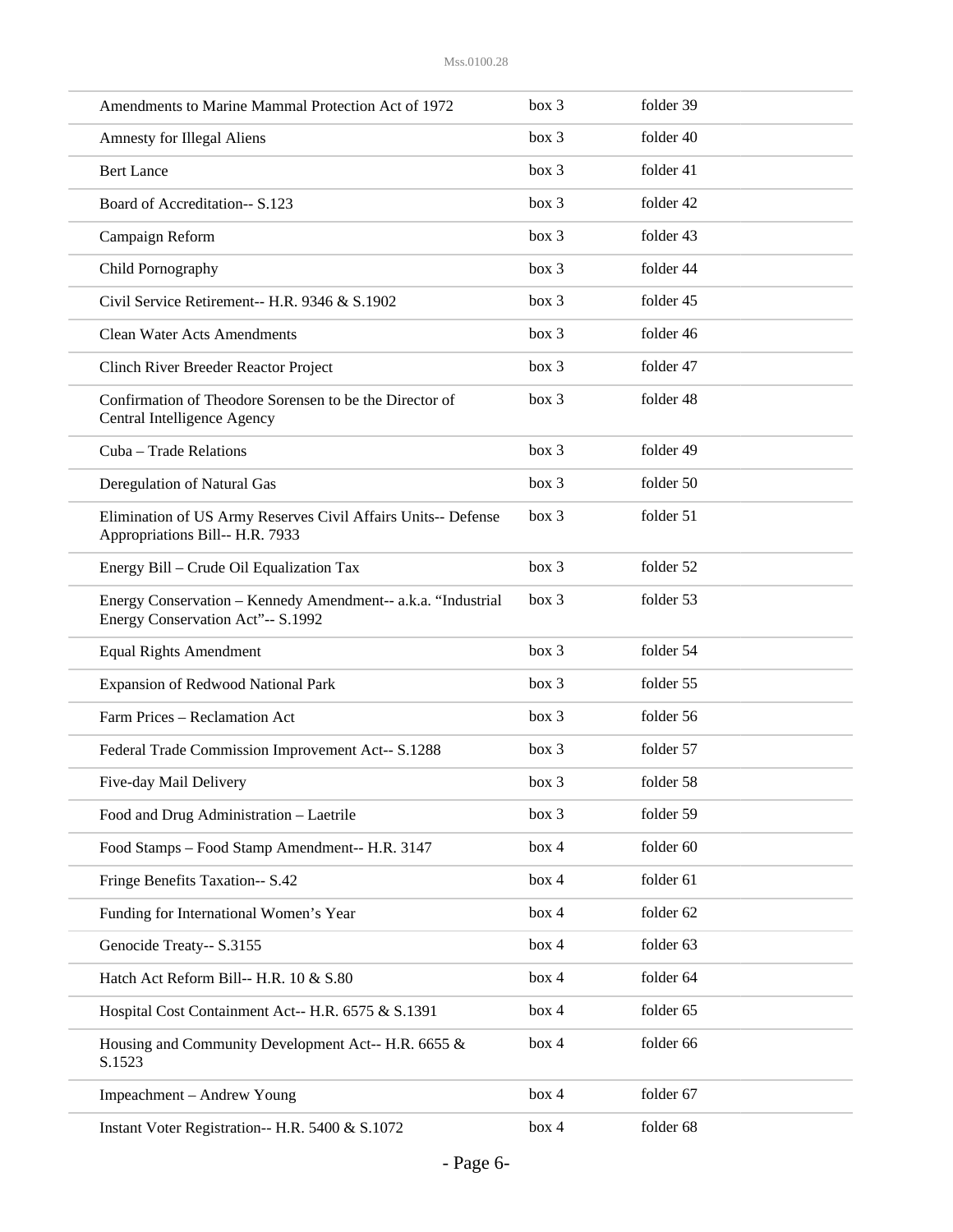| | | |
|---|---|---|
| Amendments to Marine Mammal Protection Act of 1972 | box 3 | folder 39 |
| Amnesty for Illegal Aliens | box 3 | folder 40 |
| Bert Lance | box 3 | folder 41 |
| Board of Accreditation-- S.123 | box 3 | folder 42 |
| Campaign Reform | box 3 | folder 43 |
| Child Pornography | box 3 | folder 44 |
| Civil Service Retirement-- H.R. 9346 & S.1902 | box 3 | folder 45 |
| Clean Water Acts Amendments | box 3 | folder 46 |
| Clinch River Breeder Reactor Project | box 3 | folder 47 |
| Confirmation of Theodore Sorensen to be the Director of Central Intelligence Agency | box 3 | folder 48 |
| Cuba – Trade Relations | box 3 | folder 49 |
| Deregulation of Natural Gas | box 3 | folder 50 |
| Elimination of US Army Reserves Civil Affairs Units-- Defense Appropriations Bill-- H.R. 7933 | box 3 | folder 51 |
| Energy Bill – Crude Oil Equalization Tax | box 3 | folder 52 |
| Energy Conservation – Kennedy Amendment-- a.k.a. "Industrial Energy Conservation Act"-- S.1992 | box 3 | folder 53 |
| Equal Rights Amendment | box 3 | folder 54 |
| Expansion of Redwood National Park | box 3 | folder 55 |
| Farm Prices – Reclamation Act | box 3 | folder 56 |
| Federal Trade Commission Improvement Act-- S.1288 | box 3 | folder 57 |
| Five-day Mail Delivery | box 3 | folder 58 |
| Food and Drug Administration – Laetrile | box 3 | folder 59 |
| Food Stamps – Food Stamp Amendment-- H.R. 3147 | box 4 | folder 60 |
| Fringe Benefits Taxation-- S.42 | box 4 | folder 61 |
| Funding for International Women's Year | box 4 | folder 62 |
| Genocide Treaty-- S.3155 | box 4 | folder 63 |
| Hatch Act Reform Bill-- H.R. 10 & S.80 | box 4 | folder 64 |
| Hospital Cost Containment Act-- H.R. 6575 & S.1391 | box 4 | folder 65 |
| Housing and Community Development Act-- H.R. 6655 & S.1523 | box 4 | folder 66 |
| Impeachment – Andrew Young | box 4 | folder 67 |
| Instant Voter Registration-- H.R. 5400 & S.1072 | box 4 | folder 68 |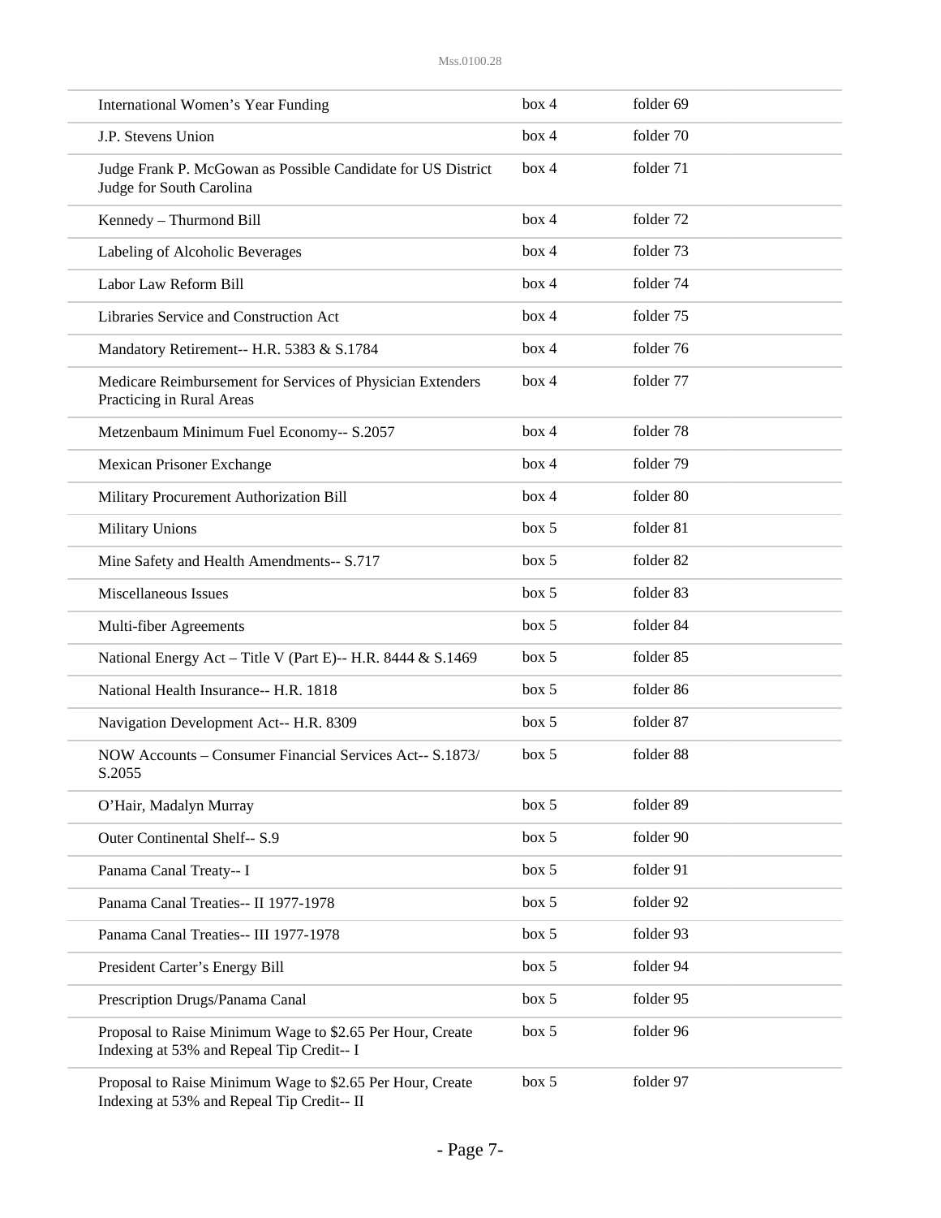| | | |
|---|---|---|
| International Women’s Year Funding | box 4 | folder 69 |
| J.P. Stevens Union | box 4 | folder 70 |
| Judge Frank P. McGowan as Possible Candidate for US District Judge for South Carolina | box 4 | folder 71 |
| Kennedy – Thurmond Bill | box 4 | folder 72 |
| Labeling of Alcoholic Beverages | box 4 | folder 73 |
| Labor Law Reform Bill | box 4 | folder 74 |
| Libraries Service and Construction Act | box 4 | folder 75 |
| Mandatory Retirement-- H.R. 5383 & S.1784 | box 4 | folder 76 |
| Medicare Reimbursement for Services of Physician Extenders Practicing in Rural Areas | box 4 | folder 77 |
| Metzenbaum Minimum Fuel Economy-- S.2057 | box 4 | folder 78 |
| Mexican Prisoner Exchange | box 4 | folder 79 |
| Military Procurement Authorization Bill | box 4 | folder 80 |
| Military Unions | box 5 | folder 81 |
| Mine Safety and Health Amendments-- S.717 | box 5 | folder 82 |
| Miscellaneous Issues | box 5 | folder 83 |
| Multi-fiber Agreements | box 5 | folder 84 |
| National Energy Act – Title V (Part E)-- H.R. 8444 & S.1469 | box 5 | folder 85 |
| National Health Insurance-- H.R. 1818 | box 5 | folder 86 |
| Navigation Development Act-- H.R. 8309 | box 5 | folder 87 |
| NOW Accounts – Consumer Financial Services Act-- S.1873/ S.2055 | box 5 | folder 88 |
| O’Hair, Madalyn Murray | box 5 | folder 89 |
| Outer Continental Shelf-- S.9 | box 5 | folder 90 |
| Panama Canal Treaty-- I | box 5 | folder 91 |
| Panama Canal Treaties-- II 1977-1978 | box 5 | folder 92 |
| Panama Canal Treaties-- III 1977-1978 | box 5 | folder 93 |
| President Carter’s Energy Bill | box 5 | folder 94 |
| Prescription Drugs/Panama Canal | box 5 | folder 95 |
| Proposal to Raise Minimum Wage to $2.65 Per Hour, Create Indexing at 53% and Repeal Tip Credit-- I | box 5 | folder 96 |
| Proposal to Raise Minimum Wage to $2.65 Per Hour, Create Indexing at 53% and Repeal Tip Credit-- II | box 5 | folder 97 |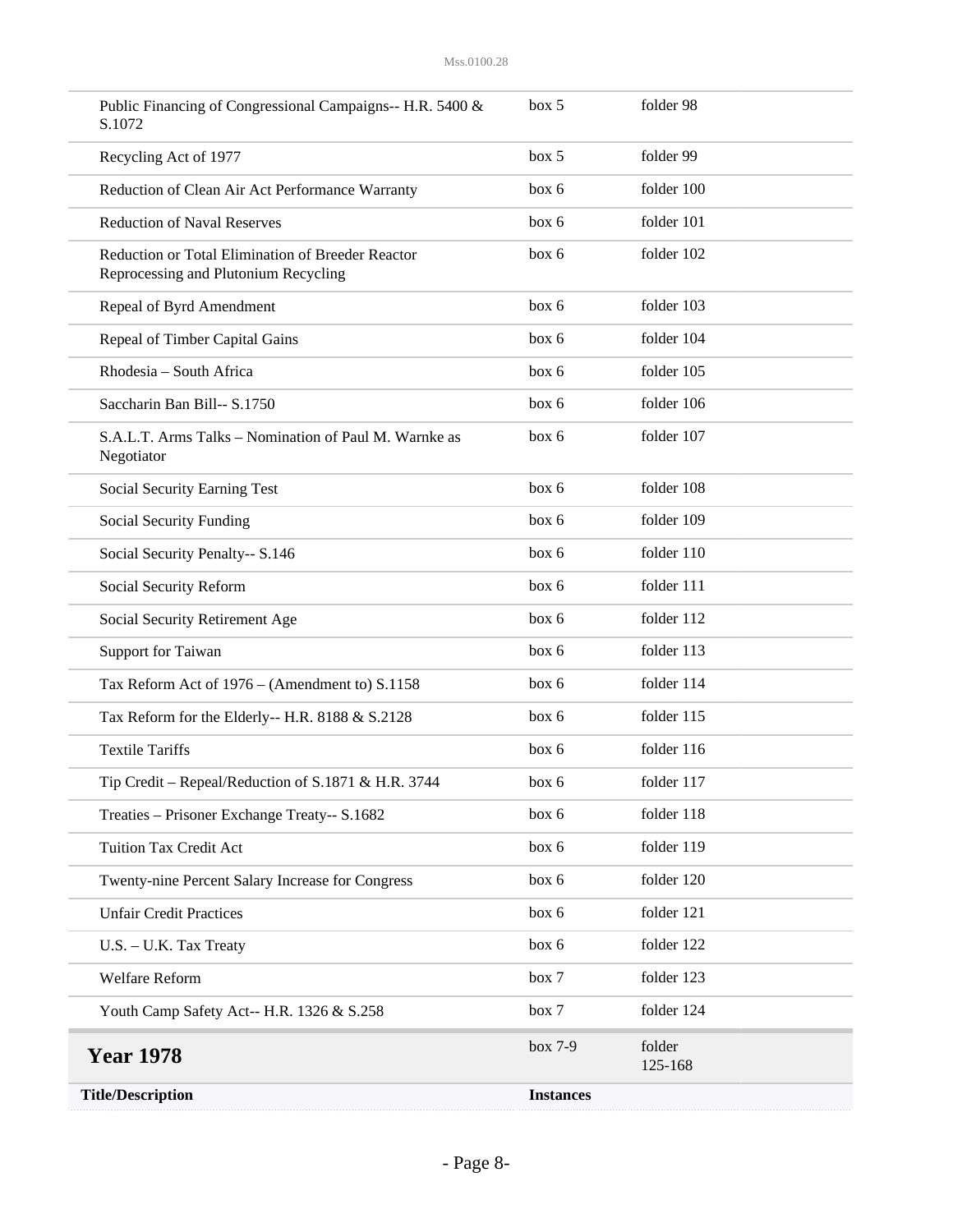| | | |
|---|---|---|
| Public Financing of Congressional Campaigns-- H.R. 5400 & S.1072 | box 5 | folder 98 |
| Recycling Act of 1977 | box 5 | folder 99 |
| Reduction of Clean Air Act Performance Warranty | box 6 | folder 100 |
| Reduction of Naval Reserves | box 6 | folder 101 |
| Reduction or Total Elimination of Breeder Reactor Reprocessing and Plutonium Recycling | box 6 | folder 102 |
| Repeal of Byrd Amendment | box 6 | folder 103 |
| Repeal of Timber Capital Gains | box 6 | folder 104 |
| Rhodesia – South Africa | box 6 | folder 105 |
| Saccharin Ban Bill-- S.1750 | box 6 | folder 106 |
| S.A.L.T. Arms Talks – Nomination of Paul M. Warnke as Negotiator | box 6 | folder 107 |
| Social Security Earning Test | box 6 | folder 108 |
| Social Security Funding | box 6 | folder 109 |
| Social Security Penalty-- S.146 | box 6 | folder 110 |
| Social Security Reform | box 6 | folder 111 |
| Social Security Retirement Age | box 6 | folder 112 |
| Support for Taiwan | box 6 | folder 113 |
| Tax Reform Act of 1976 – (Amendment to) S.1158 | box 6 | folder 114 |
| Tax Reform for the Elderly-- H.R. 8188 & S.2128 | box 6 | folder 115 |
| Textile Tariffs | box 6 | folder 116 |
| Tip Credit – Repeal/Reduction of S.1871 & H.R. 3744 | box 6 | folder 117 |
| Treaties – Prisoner Exchange Treaty-- S.1682 | box 6 | folder 118 |
| Tuition Tax Credit Act | box 6 | folder 119 |
| Twenty-nine Percent Salary Increase for Congress | box 6 | folder 120 |
| Unfair Credit Practices | box 6 | folder 121 |
| U.S. – U.K. Tax Treaty | box 6 | folder 122 |
| Welfare Reform | box 7 | folder 123 |
| Youth Camp Safety Act-- H.R. 1326 & S.258 | box 7 | folder 124 |

## Year 1978

box 7-9 | folder 125-168

| Title/Description | Instances |
|---|---|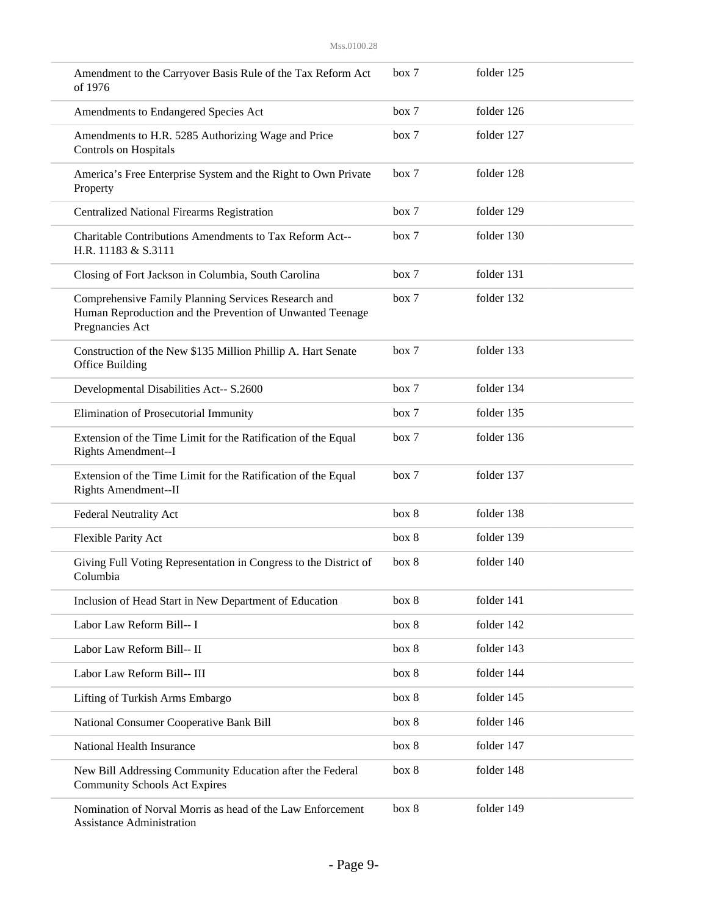| | | |
|---|---|---|
| Amendment to the Carryover Basis Rule of the Tax Reform Act of 1976 | box 7 | folder 125 |
| Amendments to Endangered Species Act | box 7 | folder 126 |
| Amendments to H.R. 5285 Authorizing Wage and Price Controls on Hospitals | box 7 | folder 127 |
| America's Free Enterprise System and the Right to Own Private Property | box 7 | folder 128 |
| Centralized National Firearms Registration | box 7 | folder 129 |
| Charitable Contributions Amendments to Tax Reform Act-- H.R. 11183 & S.3111 | box 7 | folder 130 |
| Closing of Fort Jackson in Columbia, South Carolina | box 7 | folder 131 |
| Comprehensive Family Planning Services Research and Human Reproduction and the Prevention of Unwanted Teenage Pregnancies Act | box 7 | folder 132 |
| Construction of the New $135 Million Phillip A. Hart Senate Office Building | box 7 | folder 133 |
| Developmental Disabilities Act-- S.2600 | box 7 | folder 134 |
| Elimination of Prosecutorial Immunity | box 7 | folder 135 |
| Extension of the Time Limit for the Ratification of the Equal Rights Amendment--I | box 7 | folder 136 |
| Extension of the Time Limit for the Ratification of the Equal Rights Amendment--II | box 7 | folder 137 |
| Federal Neutrality Act | box 8 | folder 138 |
| Flexible Parity Act | box 8 | folder 139 |
| Giving Full Voting Representation in Congress to the District of Columbia | box 8 | folder 140 |
| Inclusion of Head Start in New Department of Education | box 8 | folder 141 |
| Labor Law Reform Bill-- I | box 8 | folder 142 |
| Labor Law Reform Bill-- II | box 8 | folder 143 |
| Labor Law Reform Bill-- III | box 8 | folder 144 |
| Lifting of Turkish Arms Embargo | box 8 | folder 145 |
| National Consumer Cooperative Bank Bill | box 8 | folder 146 |
| National Health Insurance | box 8 | folder 147 |
| New Bill Addressing Community Education after the Federal Community Schools Act Expires | box 8 | folder 148 |
| Nomination of Norval Morris as head of the Law Enforcement Assistance Administration | box 8 | folder 149 |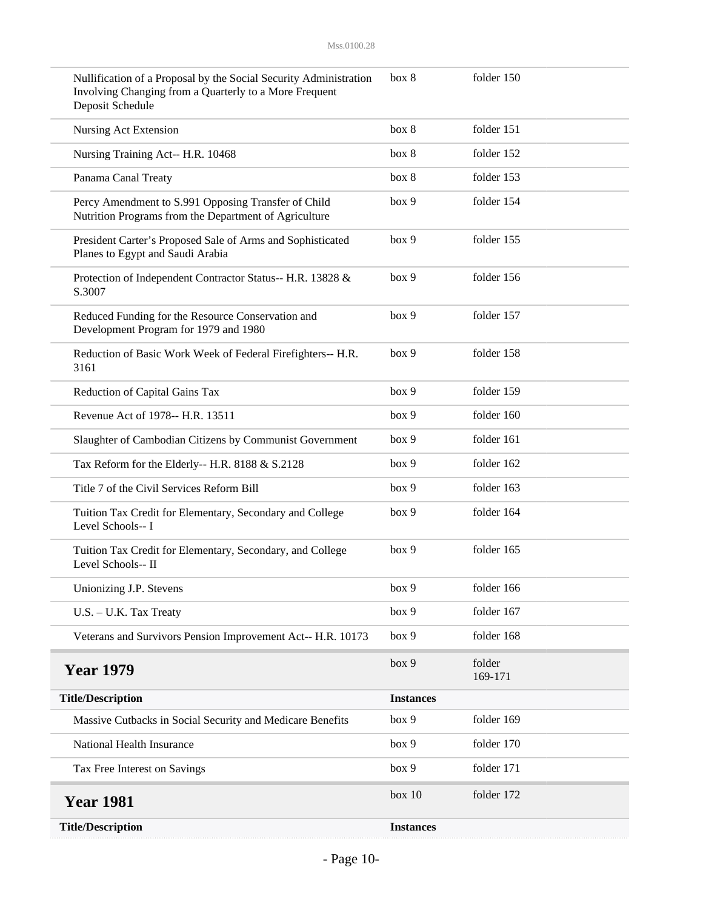| | | |
|---|---|---|
| Nullification of a Proposal by the Social Security Administration Involving Changing from a Quarterly to a More Frequent Deposit Schedule | box 8 | folder 150 |
| Nursing Act Extension | box 8 | folder 151 |
| Nursing Training Act-- H.R. 10468 | box 8 | folder 152 |
| Panama Canal Treaty | box 8 | folder 153 |
| Percy Amendment to S.991 Opposing Transfer of Child Nutrition Programs from the Department of Agriculture | box 9 | folder 154 |
| President Carter's Proposed Sale of Arms and Sophisticated Planes to Egypt and Saudi Arabia | box 9 | folder 155 |
| Protection of Independent Contractor Status-- H.R. 13828 & S.3007 | box 9 | folder 156 |
| Reduced Funding for the Resource Conservation and Development Program for 1979 and 1980 | box 9 | folder 157 |
| Reduction of Basic Work Week of Federal Firefighters-- H.R. 3161 | box 9 | folder 158 |
| Reduction of Capital Gains Tax | box 9 | folder 159 |
| Revenue Act of 1978-- H.R. 13511 | box 9 | folder 160 |
| Slaughter of Cambodian Citizens by Communist Government | box 9 | folder 161 |
| Tax Reform for the Elderly-- H.R. 8188 & S.2128 | box 9 | folder 162 |
| Title 7 of the Civil Services Reform Bill | box 9 | folder 163 |
| Tuition Tax Credit for Elementary, Secondary and College Level Schools-- I | box 9 | folder 164 |
| Tuition Tax Credit for Elementary, Secondary, and College Level Schools-- II | box 9 | folder 165 |
| Unionizing J.P. Stevens | box 9 | folder 166 |
| U.S. – U.K. Tax Treaty | box 9 | folder 167 |
| Veterans and Survivors Pension Improvement Act-- H.R. 10173 | box 9 | folder 168 |

## Year 1979

box 9 folder 169-171

| Title/Description | Instances | |
|---|---|---|
| Massive Cutbacks in Social Security and Medicare Benefits | box 9 | folder 169 |
| National Health Insurance | box 9 | folder 170 |
| Tax Free Interest on Savings | box 9 | folder 171 |

## Year 1981

box 10 folder 172

| Title/Description | Instances | |
|---|---|---|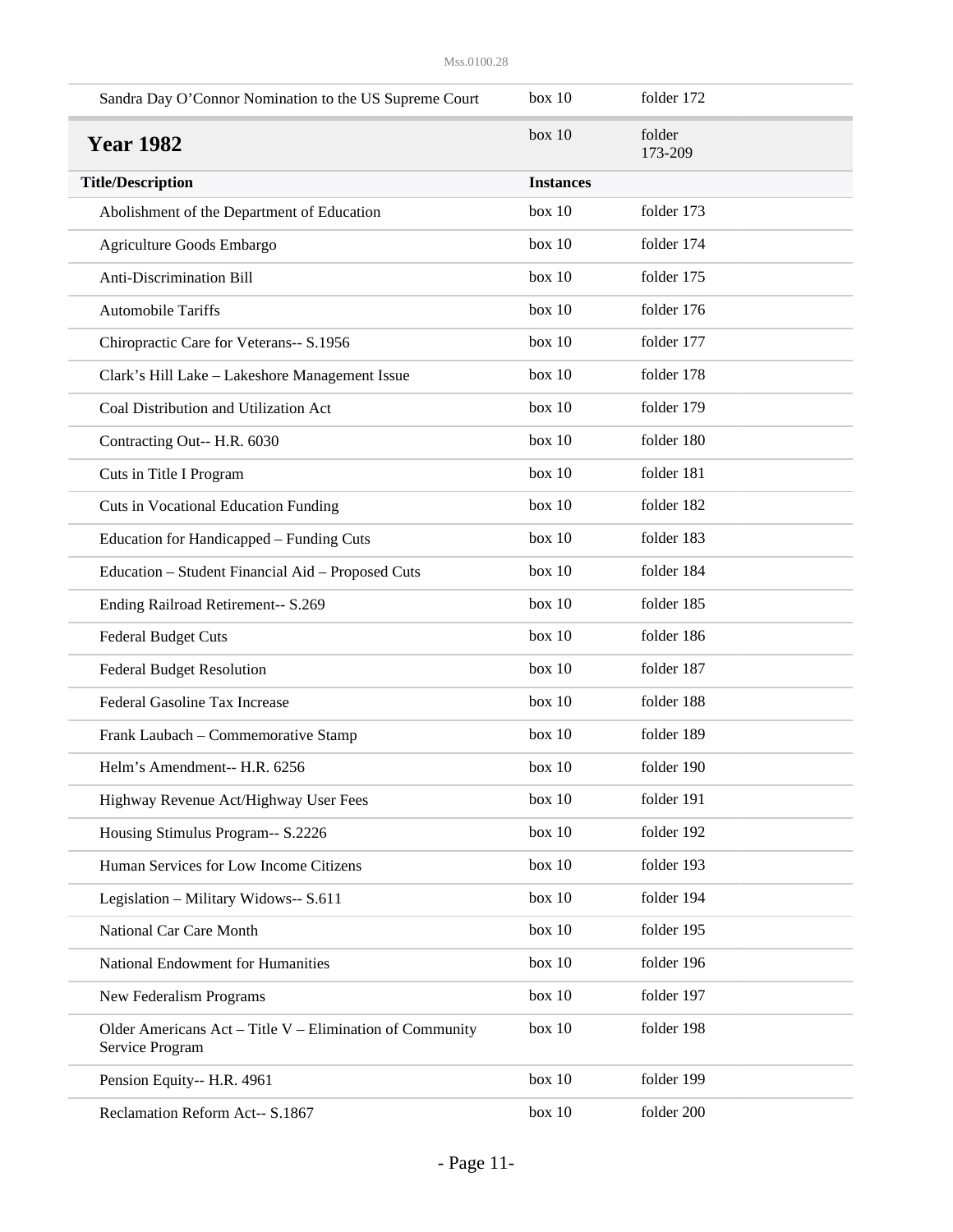| | | |
|---|---|---|
| Sandra Day O'Connor Nomination to the US Supreme Court | box 10 | folder 172 |

## Year 1982

box 10 folder 173-209

| Title/Description | Instances | |
|---|---|---|
| Abolishment of the Department of Education | box 10 | folder 173 |
| Agriculture Goods Embargo | box 10 | folder 174 |
| Anti-Discrimination Bill | box 10 | folder 175 |
| Automobile Tariffs | box 10 | folder 176 |
| Chiropractic Care for Veterans-- S.1956 | box 10 | folder 177 |
| Clark's Hill Lake – Lakeshore Management Issue | box 10 | folder 178 |
| Coal Distribution and Utilization Act | box 10 | folder 179 |
| Contracting Out-- H.R. 6030 | box 10 | folder 180 |
| Cuts in Title I Program | box 10 | folder 181 |
| Cuts in Vocational Education Funding | box 10 | folder 182 |
| Education for Handicapped – Funding Cuts | box 10 | folder 183 |
| Education – Student Financial Aid – Proposed Cuts | box 10 | folder 184 |
| Ending Railroad Retirement-- S.269 | box 10 | folder 185 |
| Federal Budget Cuts | box 10 | folder 186 |
| Federal Budget Resolution | box 10 | folder 187 |
| Federal Gasoline Tax Increase | box 10 | folder 188 |
| Frank Laubach – Commemorative Stamp | box 10 | folder 189 |
| Helm's Amendment-- H.R. 6256 | box 10 | folder 190 |
| Highway Revenue Act/Highway User Fees | box 10 | folder 191 |
| Housing Stimulus Program-- S.2226 | box 10 | folder 192 |
| Human Services for Low Income Citizens | box 10 | folder 193 |
| Legislation – Military Widows-- S.611 | box 10 | folder 194 |
| National Car Care Month | box 10 | folder 195 |
| National Endowment for Humanities | box 10 | folder 196 |
| New Federalism Programs | box 10 | folder 197 |
| Older Americans Act – Title V – Elimination of Community Service Program | box 10 | folder 198 |
| Pension Equity-- H.R. 4961 | box 10 | folder 199 |
| Reclamation Reform Act-- S.1867 | box 10 | folder 200 |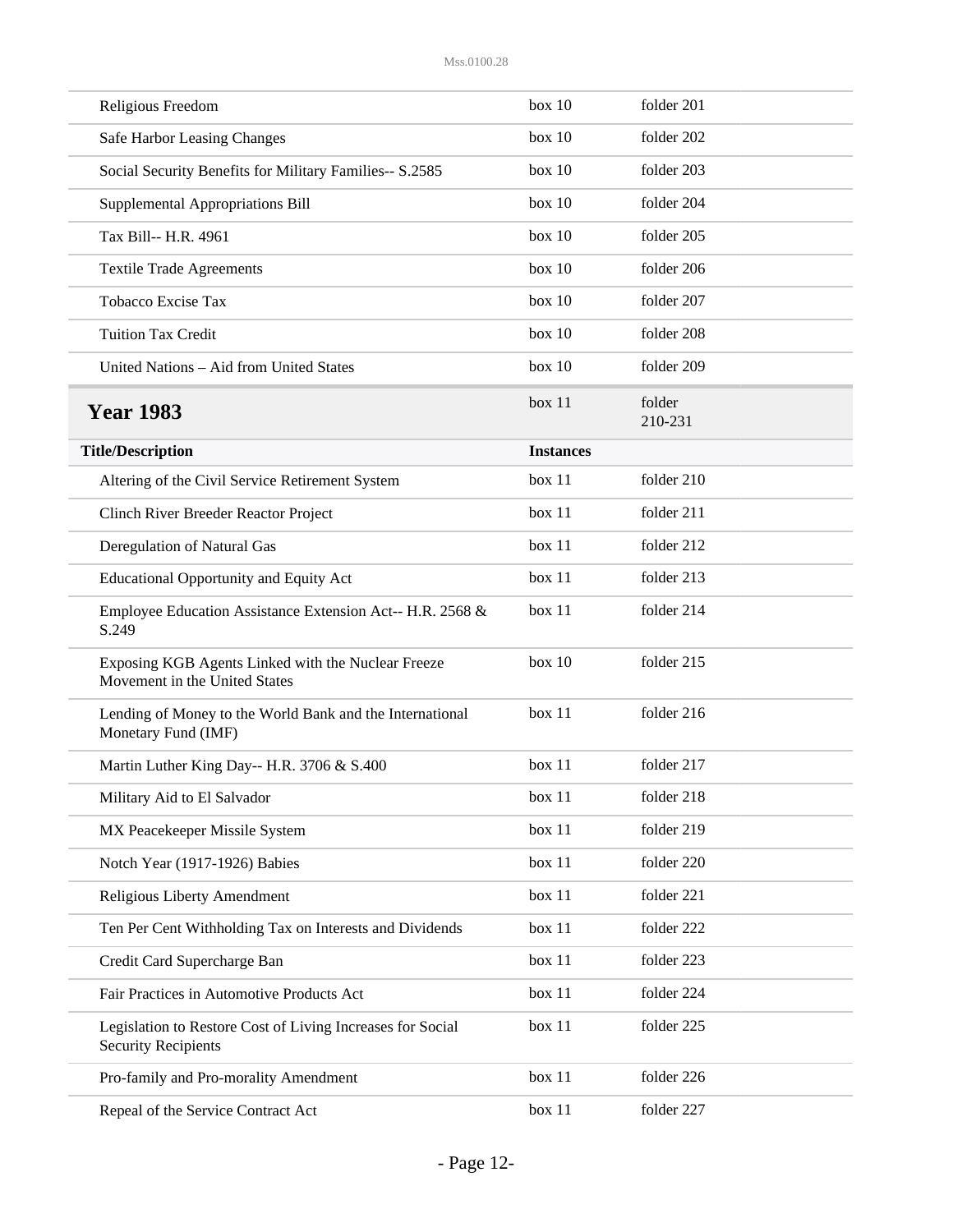| | | |
|---|---|---|
| Religious Freedom | box 10 | folder 201 |
| Safe Harbor Leasing Changes | box 10 | folder 202 |
| Social Security Benefits for Military Families-- S.2585 | box 10 | folder 203 |
| Supplemental Appropriations Bill | box 10 | folder 204 |
| Tax Bill-- H.R. 4961 | box 10 | folder 205 |
| Textile Trade Agreements | box 10 | folder 206 |
| Tobacco Excise Tax | box 10 | folder 207 |
| Tuition Tax Credit | box 10 | folder 208 |
| United Nations – Aid from United States | box 10 | folder 209 |

## Year 1983

box 11 folder 210-231

| Title/Description | Instances | |
|---|---|---|
| Altering of the Civil Service Retirement System | box 11 | folder 210 |
| Clinch River Breeder Reactor Project | box 11 | folder 211 |
| Deregulation of Natural Gas | box 11 | folder 212 |
| Educational Opportunity and Equity Act | box 11 | folder 213 |
| Employee Education Assistance Extension Act-- H.R. 2568 & S.249 | box 11 | folder 214 |
| Exposing KGB Agents Linked with the Nuclear Freeze Movement in the United States | box 10 | folder 215 |
| Lending of Money to the World Bank and the International Monetary Fund (IMF) | box 11 | folder 216 |
| Martin Luther King Day-- H.R. 3706 & S.400 | box 11 | folder 217 |
| Military Aid to El Salvador | box 11 | folder 218 |
| MX Peacekeeper Missile System | box 11 | folder 219 |
| Notch Year (1917-1926) Babies | box 11 | folder 220 |
| Religious Liberty Amendment | box 11 | folder 221 |
| Ten Per Cent Withholding Tax on Interests and Dividends | box 11 | folder 222 |
| Credit Card Supercharge Ban | box 11 | folder 223 |
| Fair Practices in Automotive Products Act | box 11 | folder 224 |
| Legislation to Restore Cost of Living Increases for Social Security Recipients | box 11 | folder 225 |
| Pro-family and Pro-morality Amendment | box 11 | folder 226 |
| Repeal of the Service Contract Act | box 11 | folder 227 |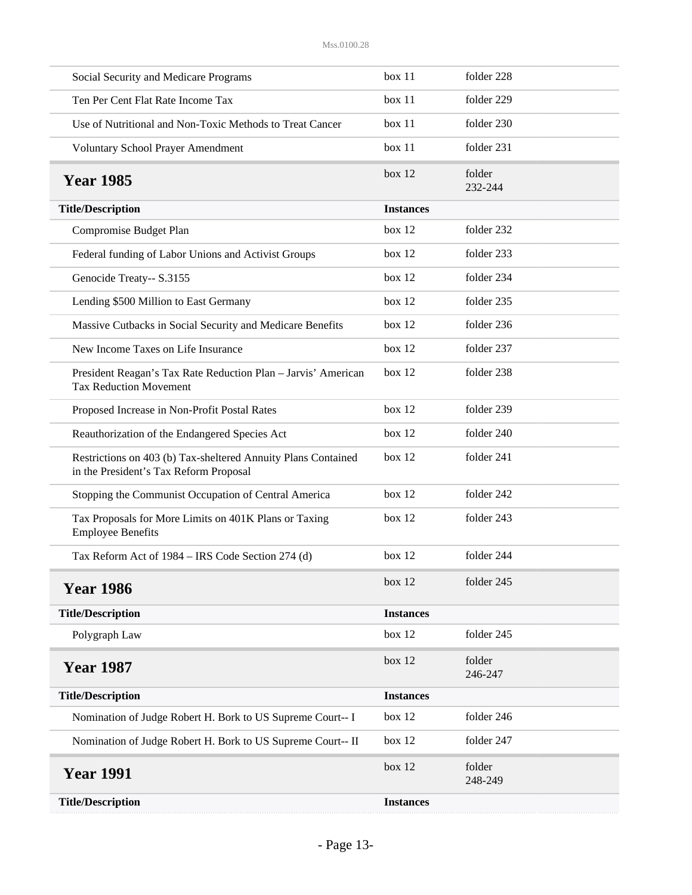| Title/Description | Instances | |
|---|---|---|
| Social Security and Medicare Programs | box 11 | folder 228 |
| Ten Per Cent Flat Rate Income Tax | box 11 | folder 229 |
| Use of Nutritional and Non-Toxic Methods to Treat Cancer | box 11 | folder 230 |
| Voluntary School Prayer Amendment | box 11 | folder 231 |

## Year 1985

box 12 folder 232-244

| Title/Description | Instances | |
|---|---|---|
| Compromise Budget Plan | box 12 | folder 232 |
| Federal funding of Labor Unions and Activist Groups | box 12 | folder 233 |
| Genocide Treaty-- S.3155 | box 12 | folder 234 |
| Lending $500 Million to East Germany | box 12 | folder 235 |
| Massive Cutbacks in Social Security and Medicare Benefits | box 12 | folder 236 |
| New Income Taxes on Life Insurance | box 12 | folder 237 |
| President Reagan's Tax Rate Reduction Plan – Jarvis' American Tax Reduction Movement | box 12 | folder 238 |
| Proposed Increase in Non-Profit Postal Rates | box 12 | folder 239 |
| Reauthorization of the Endangered Species Act | box 12 | folder 240 |
| Restrictions on 403 (b) Tax-sheltered Annuity Plans Contained in the President's Tax Reform Proposal | box 12 | folder 241 |
| Stopping the Communist Occupation of Central America | box 12 | folder 242 |
| Tax Proposals for More Limits on 401K Plans or Taxing Employee Benefits | box 12 | folder 243 |
| Tax Reform Act of 1984 – IRS Code Section 274 (d) | box 12 | folder 244 |

## Year 1986

box 12 folder 245

| Title/Description | Instances | |
|---|---|---|
| Polygraph Law | box 12 | folder 245 |

## Year 1987

box 12 folder 246-247

| Title/Description | Instances | |
|---|---|---|
| Nomination of Judge Robert H. Bork to US Supreme Court-- I | box 12 | folder 246 |
| Nomination of Judge Robert H. Bork to US Supreme Court-- II | box 12 | folder 247 |

## Year 1991

box 12 folder 248-249

| Title/Description | Instances | |
|---|---|---|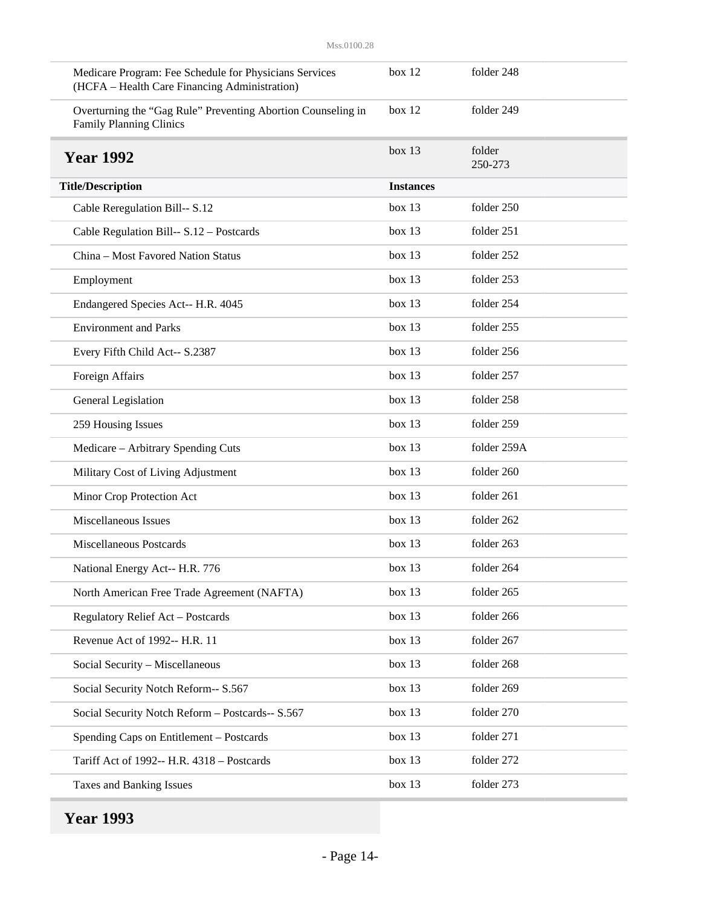| | | |
|---|---|---|
| Medicare Program: Fee Schedule for Physicians Services (HCFA – Health Care Financing Administration) | box 12 | folder 248 |
| Overturning the “Gag Rule” Preventing Abortion Counseling in Family Planning Clinics | box 12 | folder 249 |

## Year 1992

box 13 folder 250-273

| Title/Description | Instances | |
|---|---|---|
| Cable Reregulation Bill-- S.12 | box 13 | folder 250 |
| Cable Regulation Bill-- S.12 – Postcards | box 13 | folder 251 |
| China – Most Favored Nation Status | box 13 | folder 252 |
| Employment | box 13 | folder 253 |
| Endangered Species Act-- H.R. 4045 | box 13 | folder 254 |
| Environment and Parks | box 13 | folder 255 |
| Every Fifth Child Act-- S.2387 | box 13 | folder 256 |
| Foreign Affairs | box 13 | folder 257 |
| General Legislation | box 13 | folder 258 |
| 259 Housing Issues | box 13 | folder 259 |
| Medicare – Arbitrary Spending Cuts | box 13 | folder 259A |
| Military Cost of Living Adjustment | box 13 | folder 260 |
| Minor Crop Protection Act | box 13 | folder 261 |
| Miscellaneous Issues | box 13 | folder 262 |
| Miscellaneous Postcards | box 13 | folder 263 |
| National Energy Act-- H.R. 776 | box 13 | folder 264 |
| North American Free Trade Agreement (NAFTA) | box 13 | folder 265 |
| Regulatory Relief Act – Postcards | box 13 | folder 266 |
| Revenue Act of 1992-- H.R. 11 | box 13 | folder 267 |
| Social Security – Miscellaneous | box 13 | folder 268 |
| Social Security Notch Reform-- S.567 | box 13 | folder 269 |
| Social Security Notch Reform – Postcards-- S.567 | box 13 | folder 270 |
| Spending Caps on Entitlement – Postcards | box 13 | folder 271 |
| Tariff Act of 1992-- H.R. 4318 – Postcards | box 13 | folder 272 |
| Taxes and Banking Issues | box 13 | folder 273 |

## Year 1993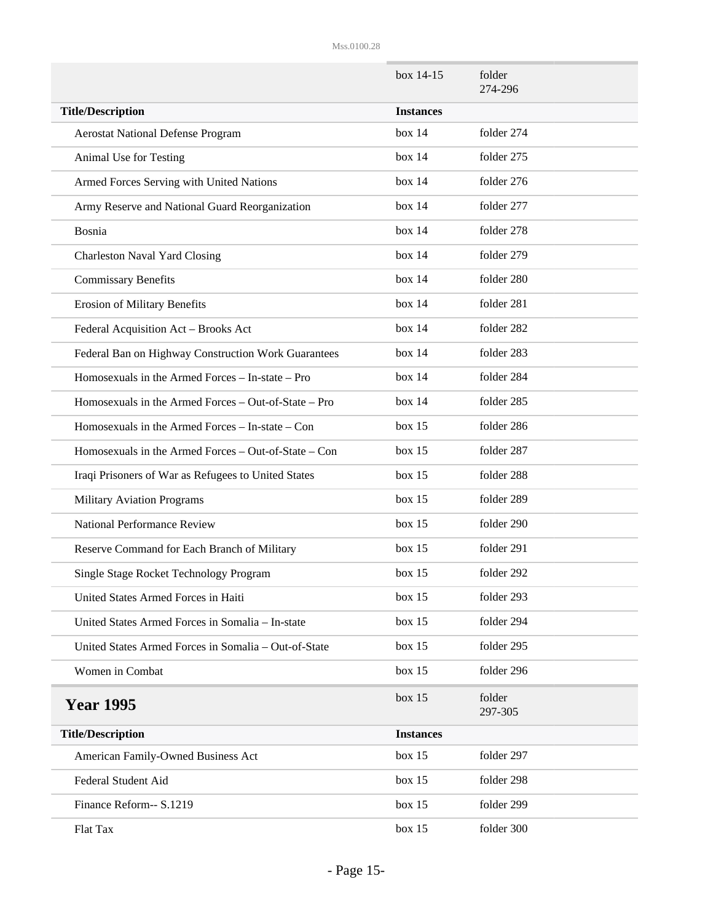| | box 14-15 | folder 274-296 |
|---|---|---|
| **Title/Description** | **Instances** | |
| Aerostat National Defense Program | box 14 | folder 274 |
| Animal Use for Testing | box 14 | folder 275 |
| Armed Forces Serving with United Nations | box 14 | folder 276 |
| Army Reserve and National Guard Reorganization | box 14 | folder 277 |
| Bosnia | box 14 | folder 278 |
| Charleston Naval Yard Closing | box 14 | folder 279 |
| Commissary Benefits | box 14 | folder 280 |
| Erosion of Military Benefits | box 14 | folder 281 |
| Federal Acquisition Act – Brooks Act | box 14 | folder 282 |
| Federal Ban on Highway Construction Work Guarantees | box 14 | folder 283 |
| Homosexuals in the Armed Forces – In-state – Pro | box 14 | folder 284 |
| Homosexuals in the Armed Forces – Out-of-State – Pro | box 14 | folder 285 |
| Homosexuals in the Armed Forces – In-state – Con | box 15 | folder 286 |
| Homosexuals in the Armed Forces – Out-of-State – Con | box 15 | folder 287 |
| Iraqi Prisoners of War as Refugees to United States | box 15 | folder 288 |
| Military Aviation Programs | box 15 | folder 289 |
| National Performance Review | box 15 | folder 290 |
| Reserve Command for Each Branch of Military | box 15 | folder 291 |
| Single Stage Rocket Technology Program | box 15 | folder 292 |
| United States Armed Forces in Haiti | box 15 | folder 293 |
| United States Armed Forces in Somalia – In-state | box 15 | folder 294 |
| United States Armed Forces in Somalia – Out-of-State | box 15 | folder 295 |
| Women in Combat | box 15 | folder 296 |

## Year 1995

| | box 15 | folder 297-305 |
|---|---|---|
| **Title/Description** | **Instances** | |
| American Family-Owned Business Act | box 15 | folder 297 |
| Federal Student Aid | box 15 | folder 298 |
| Finance Reform-- S.1219 | box 15 | folder 299 |
| Flat Tax | box 15 | folder 300 |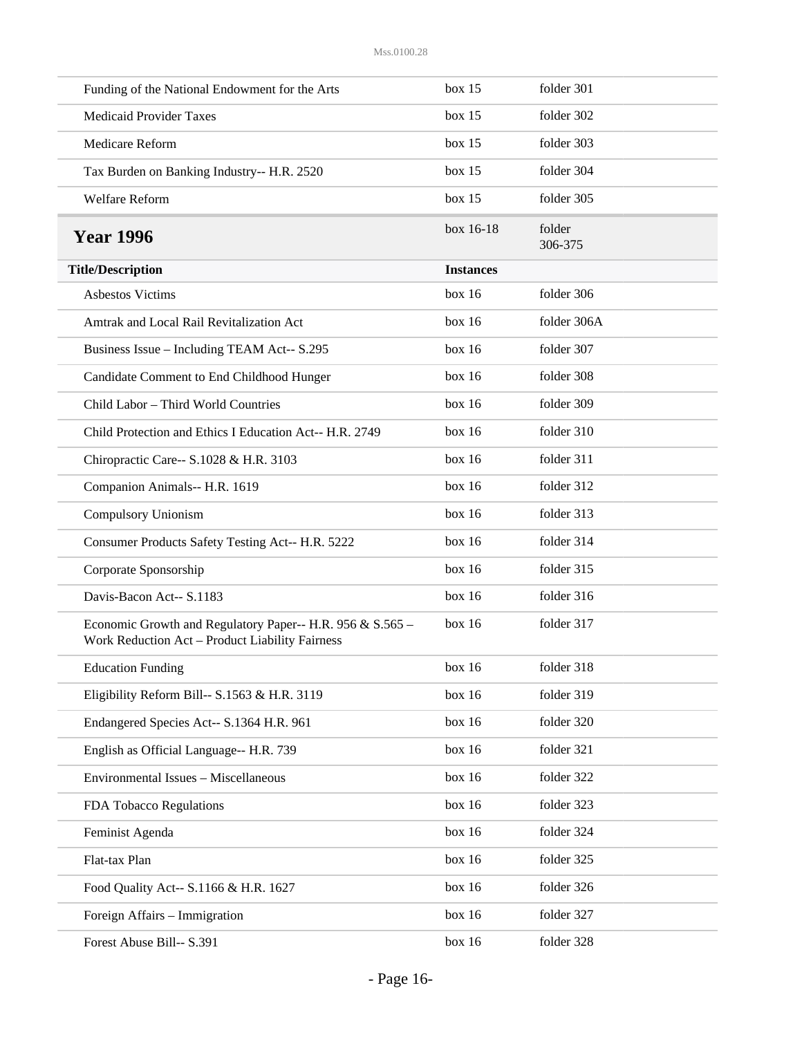| | | |
|---|---|---|
| Funding of the National Endowment for the Arts | box 15 | folder 301 |
| Medicaid Provider Taxes | box 15 | folder 302 |
| Medicare Reform | box 15 | folder 303 |
| Tax Burden on Banking Industry-- H.R. 2520 | box 15 | folder 304 |
| Welfare Reform | box 15 | folder 305 |

## Year 1996

box 16-18 folder 306-375

| Title/Description | Instances | |
|---|---|---|
| Asbestos Victims | box 16 | folder 306 |
| Amtrak and Local Rail Revitalization Act | box 16 | folder 306A |
| Business Issue – Including TEAM Act-- S.295 | box 16 | folder 307 |
| Candidate Comment to End Childhood Hunger | box 16 | folder 308 |
| Child Labor – Third World Countries | box 16 | folder 309 |
| Child Protection and Ethics I Education Act-- H.R. 2749 | box 16 | folder 310 |
| Chiropractic Care-- S.1028 & H.R. 3103 | box 16 | folder 311 |
| Companion Animals-- H.R. 1619 | box 16 | folder 312 |
| Compulsory Unionism | box 16 | folder 313 |
| Consumer Products Safety Testing Act-- H.R. 5222 | box 16 | folder 314 |
| Corporate Sponsorship | box 16 | folder 315 |
| Davis-Bacon Act-- S.1183 | box 16 | folder 316 |
| Economic Growth and Regulatory Paper-- H.R. 956 & S.565 – Work Reduction Act – Product Liability Fairness | box 16 | folder 317 |
| Education Funding | box 16 | folder 318 |
| Eligibility Reform Bill-- S.1563 & H.R. 3119 | box 16 | folder 319 |
| Endangered Species Act-- S.1364 H.R. 961 | box 16 | folder 320 |
| English as Official Language-- H.R. 739 | box 16 | folder 321 |
| Environmental Issues – Miscellaneous | box 16 | folder 322 |
| FDA Tobacco Regulations | box 16 | folder 323 |
| Feminist Agenda | box 16 | folder 324 |
| Flat-tax Plan | box 16 | folder 325 |
| Food Quality Act-- S.1166 & H.R. 1627 | box 16 | folder 326 |
| Foreign Affairs – Immigration | box 16 | folder 327 |
| Forest Abuse Bill-- S.391 | box 16 | folder 328 |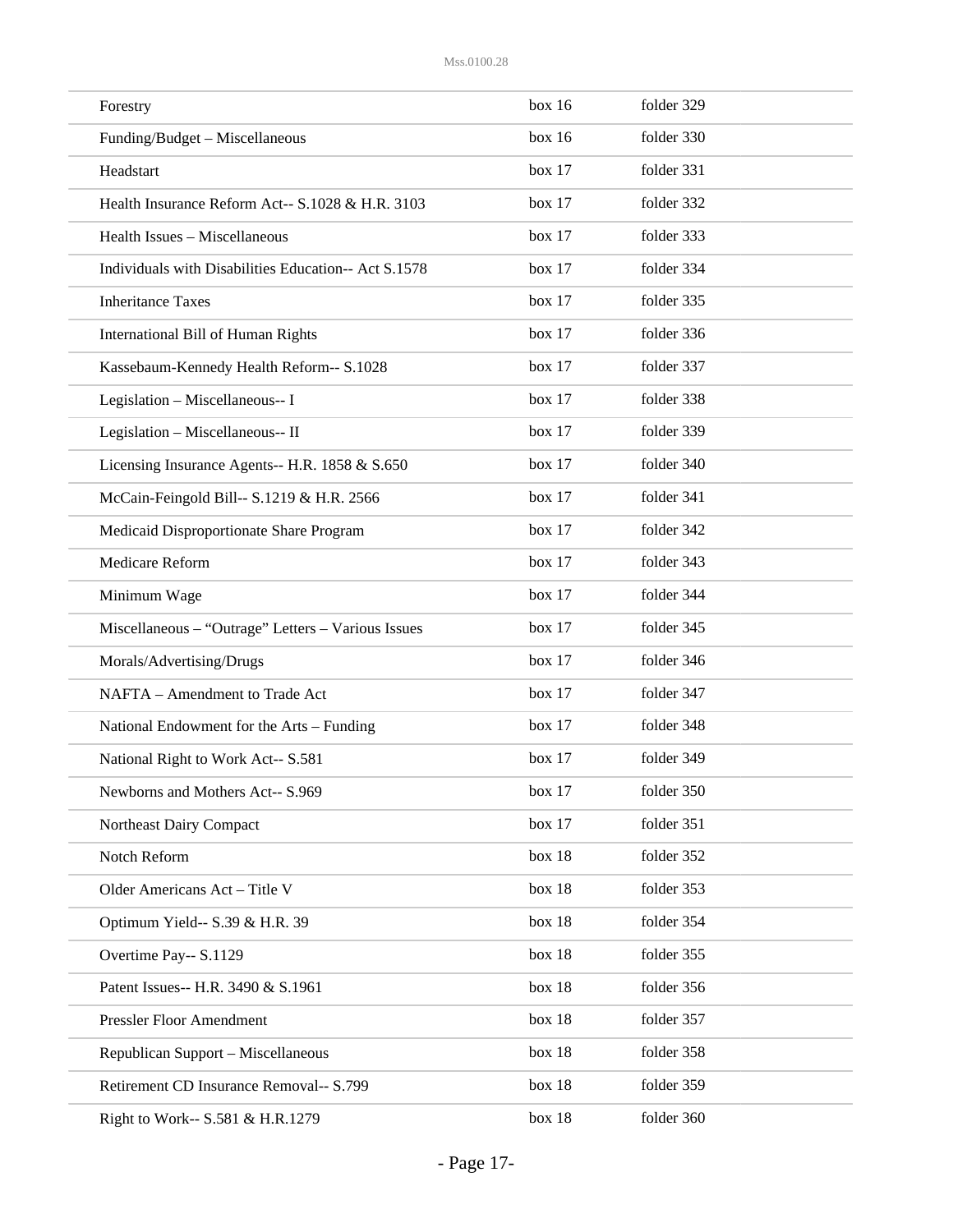| | | |
|---|---|---|
| Forestry | box 16 | folder 329 |
| Funding/Budget – Miscellaneous | box 16 | folder 330 |
| Headstart | box 17 | folder 331 |
| Health Insurance Reform Act-- S.1028 & H.R. 3103 | box 17 | folder 332 |
| Health Issues – Miscellaneous | box 17 | folder 333 |
| Individuals with Disabilities Education-- Act S.1578 | box 17 | folder 334 |
| Inheritance Taxes | box 17 | folder 335 |
| International Bill of Human Rights | box 17 | folder 336 |
| Kassebaum-Kennedy Health Reform-- S.1028 | box 17 | folder 337 |
| Legislation – Miscellaneous-- I | box 17 | folder 338 |
| Legislation – Miscellaneous-- II | box 17 | folder 339 |
| Licensing Insurance Agents-- H.R. 1858 & S.650 | box 17 | folder 340 |
| McCain-Feingold Bill-- S.1219 & H.R. 2566 | box 17 | folder 341 |
| Medicaid Disproportionate Share Program | box 17 | folder 342 |
| Medicare Reform | box 17 | folder 343 |
| Minimum Wage | box 17 | folder 344 |
| Miscellaneous – “Outrage” Letters – Various Issues | box 17 | folder 345 |
| Morals/Advertising/Drugs | box 17 | folder 346 |
| NAFTA – Amendment to Trade Act | box 17 | folder 347 |
| National Endowment for the Arts – Funding | box 17 | folder 348 |
| National Right to Work Act-- S.581 | box 17 | folder 349 |
| Newborns and Mothers Act-- S.969 | box 17 | folder 350 |
| Northeast Dairy Compact | box 17 | folder 351 |
| Notch Reform | box 18 | folder 352 |
| Older Americans Act – Title V | box 18 | folder 353 |
| Optimum Yield-- S.39 & H.R. 39 | box 18 | folder 354 |
| Overtime Pay-- S.1129 | box 18 | folder 355 |
| Patent Issues-- H.R. 3490 & S.1961 | box 18 | folder 356 |
| Pressler Floor Amendment | box 18 | folder 357 |
| Republican Support – Miscellaneous | box 18 | folder 358 |
| Retirement CD Insurance Removal-- S.799 | box 18 | folder 359 |
| Right to Work-- S.581 & H.R.1279 | box 18 | folder 360 |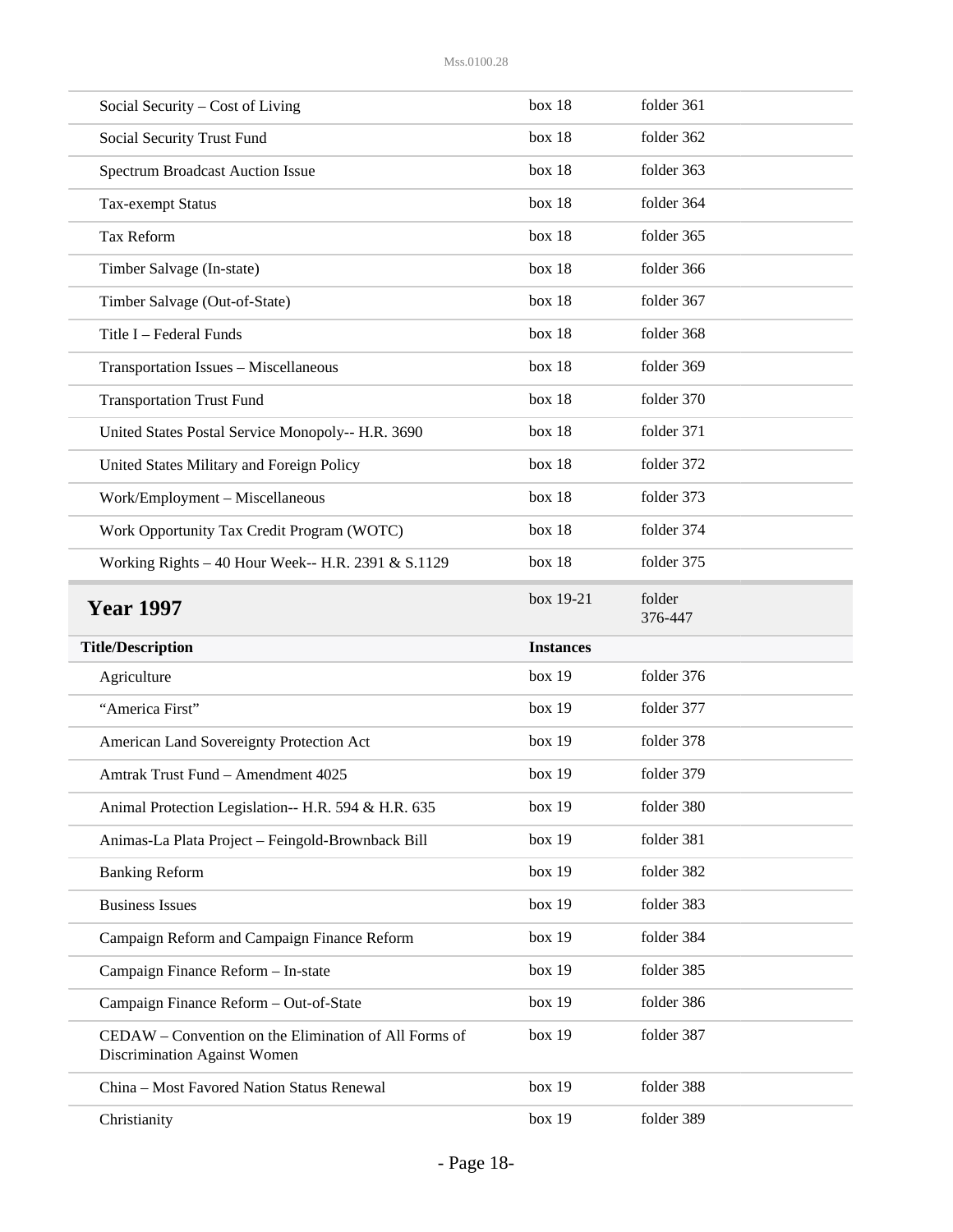| | | |
|---|---|---|
| Social Security – Cost of Living | box 18 | folder 361 |
| Social Security Trust Fund | box 18 | folder 362 |
| Spectrum Broadcast Auction Issue | box 18 | folder 363 |
| Tax-exempt Status | box 18 | folder 364 |
| Tax Reform | box 18 | folder 365 |
| Timber Salvage (In-state) | box 18 | folder 366 |
| Timber Salvage (Out-of-State) | box 18 | folder 367 |
| Title I – Federal Funds | box 18 | folder 368 |
| Transportation Issues – Miscellaneous | box 18 | folder 369 |
| Transportation Trust Fund | box 18 | folder 370 |
| United States Postal Service Monopoly-- H.R. 3690 | box 18 | folder 371 |
| United States Military and Foreign Policy | box 18 | folder 372 |
| Work/Employment – Miscellaneous | box 18 | folder 373 |
| Work Opportunity Tax Credit Program (WOTC) | box 18 | folder 374 |
| Working Rights – 40 Hour Week-- H.R. 2391 & S.1129 | box 18 | folder 375 |

## Year 1997

box 19-21 folder 376-447

| Title/Description | Instances | |
|---|---|---|
| Agriculture | box 19 | folder 376 |
| "America First" | box 19 | folder 377 |
| American Land Sovereignty Protection Act | box 19 | folder 378 |
| Amtrak Trust Fund – Amendment 4025 | box 19 | folder 379 |
| Animal Protection Legislation-- H.R. 594 & H.R. 635 | box 19 | folder 380 |
| Animas-La Plata Project – Feingold-Brownback Bill | box 19 | folder 381 |
| Banking Reform | box 19 | folder 382 |
| Business Issues | box 19 | folder 383 |
| Campaign Reform and Campaign Finance Reform | box 19 | folder 384 |
| Campaign Finance Reform – In-state | box 19 | folder 385 |
| Campaign Finance Reform – Out-of-State | box 19 | folder 386 |
| CEDAW – Convention on the Elimination of All Forms of Discrimination Against Women | box 19 | folder 387 |
| China – Most Favored Nation Status Renewal | box 19 | folder 388 |
| Christianity | box 19 | folder 389 |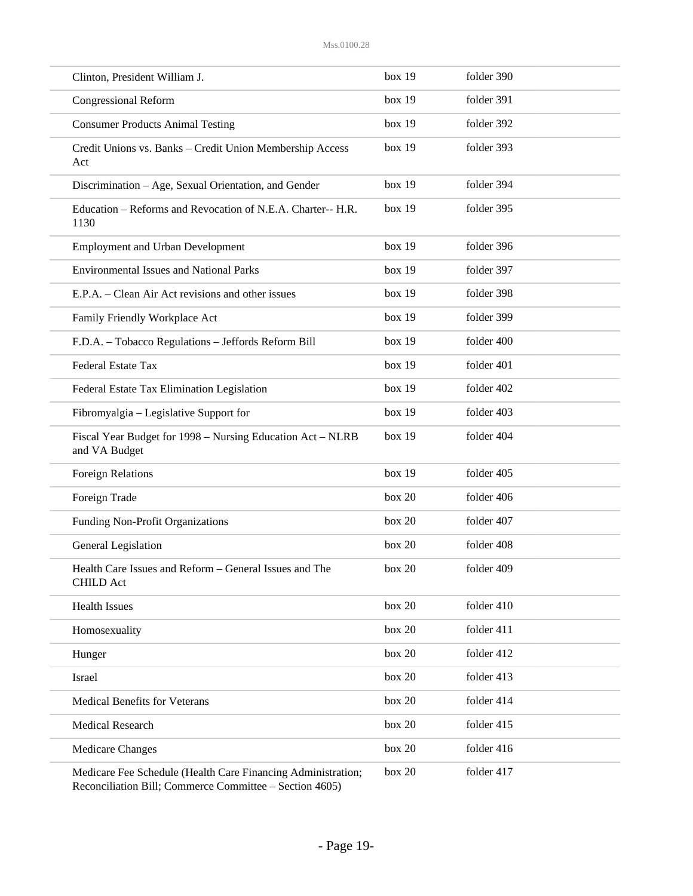| | | |
|---|---|---|
| Clinton, President William J. | box 19 | folder 390 |
| Congressional Reform | box 19 | folder 391 |
| Consumer Products Animal Testing | box 19 | folder 392 |
| Credit Unions vs. Banks – Credit Union Membership Access Act | box 19 | folder 393 |
| Discrimination – Age, Sexual Orientation, and Gender | box 19 | folder 394 |
| Education – Reforms and Revocation of N.E.A. Charter-- H.R. 1130 | box 19 | folder 395 |
| Employment and Urban Development | box 19 | folder 396 |
| Environmental Issues and National Parks | box 19 | folder 397 |
| E.P.A. – Clean Air Act revisions and other issues | box 19 | folder 398 |
| Family Friendly Workplace Act | box 19 | folder 399 |
| F.D.A. – Tobacco Regulations – Jeffords Reform Bill | box 19 | folder 400 |
| Federal Estate Tax | box 19 | folder 401 |
| Federal Estate Tax Elimination Legislation | box 19 | folder 402 |
| Fibromyalgia – Legislative Support for | box 19 | folder 403 |
| Fiscal Year Budget for 1998 – Nursing Education Act – NLRB and VA Budget | box 19 | folder 404 |
| Foreign Relations | box 19 | folder 405 |
| Foreign Trade | box 20 | folder 406 |
| Funding Non-Profit Organizations | box 20 | folder 407 |
| General Legislation | box 20 | folder 408 |
| Health Care Issues and Reform – General Issues and The CHILD Act | box 20 | folder 409 |
| Health Issues | box 20 | folder 410 |
| Homosexuality | box 20 | folder 411 |
| Hunger | box 20 | folder 412 |
| Israel | box 20 | folder 413 |
| Medical Benefits for Veterans | box 20 | folder 414 |
| Medical Research | box 20 | folder 415 |
| Medicare Changes | box 20 | folder 416 |
| Medicare Fee Schedule (Health Care Financing Administration; Reconciliation Bill; Commerce Committee – Section 4605) | box 20 | folder 417 |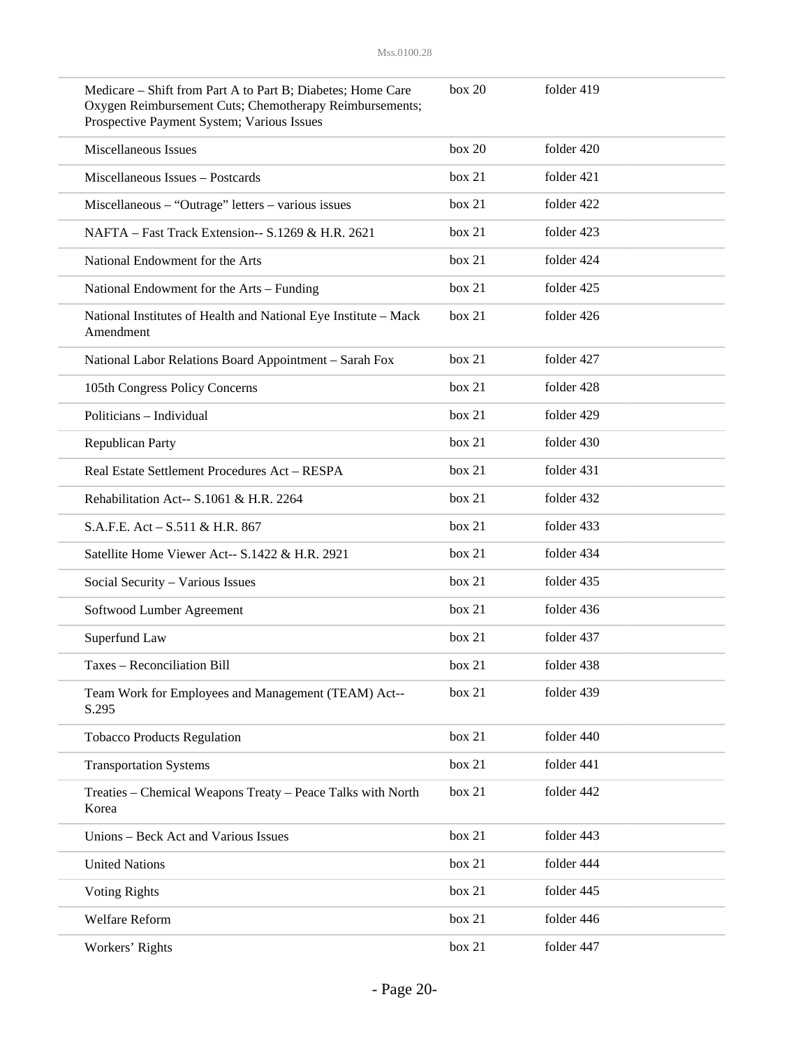| | | |
|---|---|---|
| Medicare – Shift from Part A to Part B; Diabetes; Home Care Oxygen Reimbursement Cuts; Chemotherapy Reimbursements; Prospective Payment System; Various Issues | box 20 | folder 419 |
| Miscellaneous Issues | box 20 | folder 420 |
| Miscellaneous Issues – Postcards | box 21 | folder 421 |
| Miscellaneous – "Outrage" letters – various issues | box 21 | folder 422 |
| NAFTA – Fast Track Extension-- S.1269 & H.R. 2621 | box 21 | folder 423 |
| National Endowment for the Arts | box 21 | folder 424 |
| National Endowment for the Arts – Funding | box 21 | folder 425 |
| National Institutes of Health and National Eye Institute – Mack Amendment | box 21 | folder 426 |
| National Labor Relations Board Appointment – Sarah Fox | box 21 | folder 427 |
| 105th Congress Policy Concerns | box 21 | folder 428 |
| Politicians – Individual | box 21 | folder 429 |
| Republican Party | box 21 | folder 430 |
| Real Estate Settlement Procedures Act – RESPA | box 21 | folder 431 |
| Rehabilitation Act-- S.1061 & H.R. 2264 | box 21 | folder 432 |
| S.A.F.E. Act – S.511 & H.R. 867 | box 21 | folder 433 |
| Satellite Home Viewer Act-- S.1422 & H.R. 2921 | box 21 | folder 434 |
| Social Security – Various Issues | box 21 | folder 435 |
| Softwood Lumber Agreement | box 21 | folder 436 |
| Superfund Law | box 21 | folder 437 |
| Taxes – Reconciliation Bill | box 21 | folder 438 |
| Team Work for Employees and Management (TEAM) Act-- S.295 | box 21 | folder 439 |
| Tobacco Products Regulation | box 21 | folder 440 |
| Transportation Systems | box 21 | folder 441 |
| Treaties – Chemical Weapons Treaty – Peace Talks with North Korea | box 21 | folder 442 |
| Unions – Beck Act and Various Issues | box 21 | folder 443 |
| United Nations | box 21 | folder 444 |
| Voting Rights | box 21 | folder 445 |
| Welfare Reform | box 21 | folder 446 |
| Workers' Rights | box 21 | folder 447 |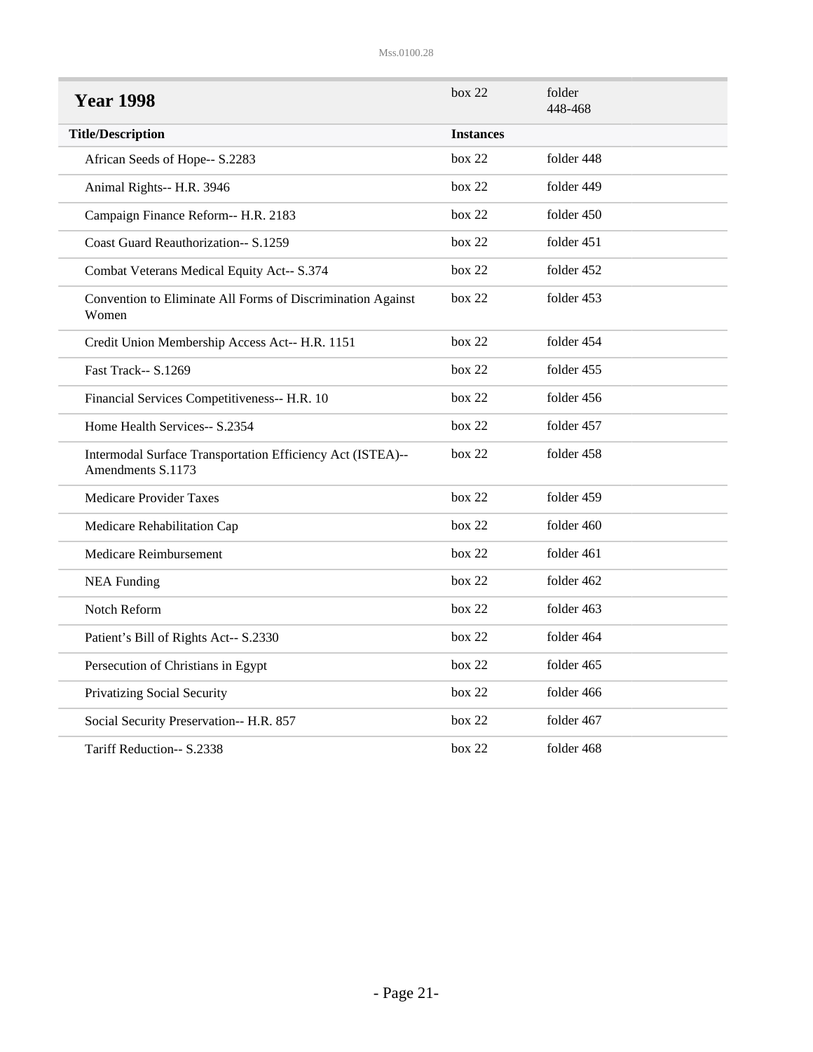## Year 1998

box 22 folder 448-468

| Title/Description | Instances | |
|---|---|---|
| African Seeds of Hope-- S.2283 | box 22 | folder 448 |
| Animal Rights-- H.R. 3946 | box 22 | folder 449 |
| Campaign Finance Reform-- H.R. 2183 | box 22 | folder 450 |
| Coast Guard Reauthorization-- S.1259 | box 22 | folder 451 |
| Combat Veterans Medical Equity Act-- S.374 | box 22 | folder 452 |
| Convention to Eliminate All Forms of Discrimination Against Women | box 22 | folder 453 |
| Credit Union Membership Access Act-- H.R. 1151 | box 22 | folder 454 |
| Fast Track-- S.1269 | box 22 | folder 455 |
| Financial Services Competitiveness-- H.R. 10 | box 22 | folder 456 |
| Home Health Services-- S.2354 | box 22 | folder 457 |
| Intermodal Surface Transportation Efficiency Act (ISTEA)-- Amendments S.1173 | box 22 | folder 458 |
| Medicare Provider Taxes | box 22 | folder 459 |
| Medicare Rehabilitation Cap | box 22 | folder 460 |
| Medicare Reimbursement | box 22 | folder 461 |
| NEA Funding | box 22 | folder 462 |
| Notch Reform | box 22 | folder 463 |
| Patient’s Bill of Rights Act-- S.2330 | box 22 | folder 464 |
| Persecution of Christians in Egypt | box 22 | folder 465 |
| Privatizing Social Security | box 22 | folder 466 |
| Social Security Preservation-- H.R. 857 | box 22 | folder 467 |
| Tariff Reduction-- S.2338 | box 22 | folder 468 |